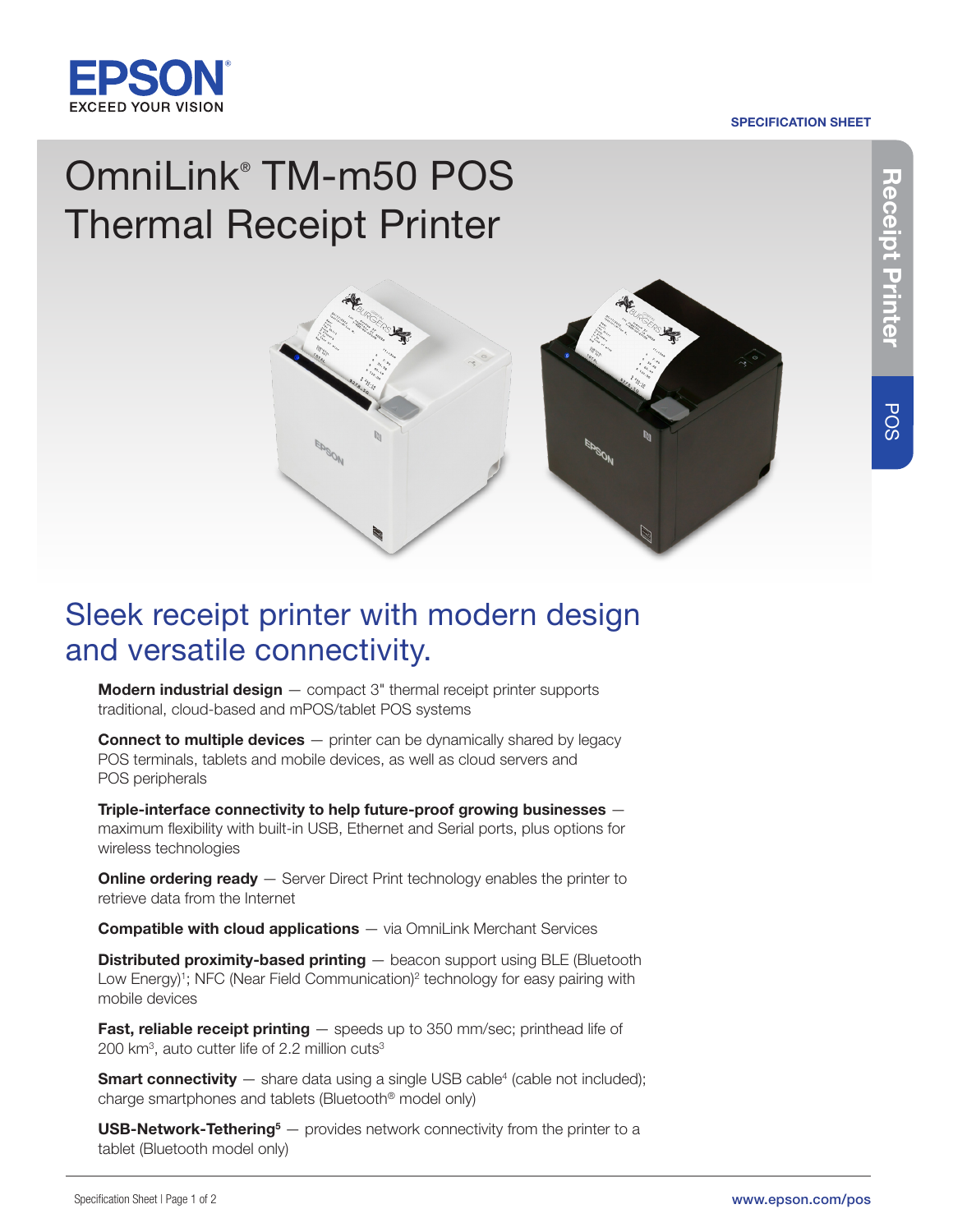SPECIFICATION SHEET

# OmniLink® TM-m50 POS Thermal Receipt Printer

## Sleek receipt printer with modern design and versatile connectivity.

**Modern industrial design** — compact 3" thermal receipt printer supports traditional, cloud-based and mPOS/tablet POS systems

**Connect to multiple devices** — printer can be dynamically shared by legacy POS terminals, tablets and mobile devices, as well as cloud servers and POS peripherals

**Triple-interface connectivity to help future-proof growing businesses** — maximum flexibility with built-in USB, Ethernet and Serial ports, plus options for wireless technologies

**Online ordering ready** — Server Direct Print technology enables the printer to retrieve data from the Internet

**Compatible with cloud applications** — via OmniLink Merchant Services

**Distributed proximity-based printing** — beacon support using BLE (Bluetooth Low Energy)[1]; NFC (Near Field Communication)[2] technology for easy pairing with mobile devices

**Fast, reliable receipt printing** — speeds up to 350 mm/sec; printhead life of 200 km[3], auto cutter life of 2.2 million cuts[3]

**Smart connectivity** — share data using a single USB cable[4] (cable not included); charge smartphones and tablets (Bluetooth® model only)

**USB-Network-Tethering[5]** — provides network connectivity from the printer to a tablet (Bluetooth model only)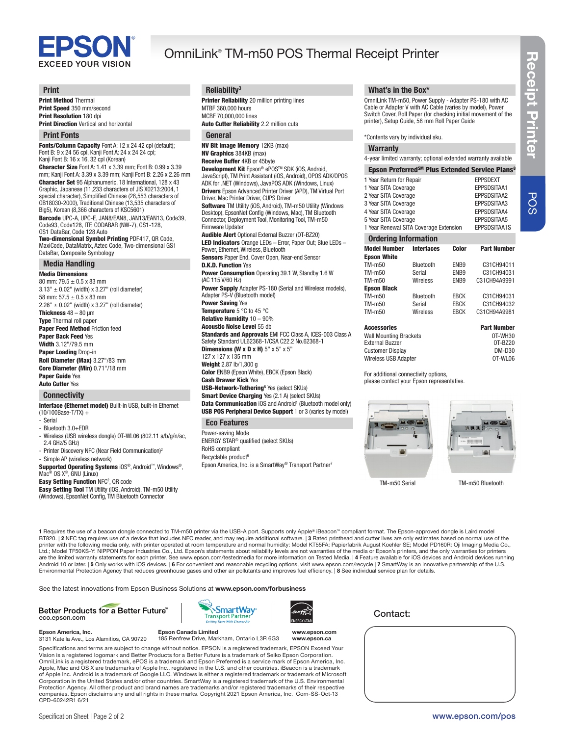# OmniLink® TM-m50 POS Thermal Receipt Printer

## Print

**Print Method** Thermal
**Print Speed** 350 mm/second
**Print Resolution** 180 dpi
**Print Direction** Vertical and horizontal

## Print Fonts

**Fonts/Column Capacity** Font A: 12 x 24 42 cpl (default); Font B: 9 x 24 56 cpl, Kanji Font A: 24 x 24 24 cpl; Kanji Font B: 16 x 16, 32 cpl (Korean)
**Character Size** Font A: 1.41 x 3.39 mm; Font B: 0.99 x 3.39 mm; Kanji Font A: 3.39 x 3.39 mm; Kanji Font B: 2.26 x 2.26 mm
**Character Set** 95 Alphanumeric, 18 International, 128 x 43 Graphic, Japanese (11,233 characters of JIS X0213:2004, 1 special character), Simplified Chinese (28,553 characters of GB18030-2000), Traditional Chinese (13,535 characters of Big5), Korean (8,366 characters of KSC5601)
**Barcode** UPC-A, UPC-E, JAN8/EAN8, JAN13/EAN13, Code39, Code93, Code128, ITF, CODABAR (NW-7), GS1-128, GS1 DataBar, Code 128 Auto
**Two-dimensional Symbol Printing** PDF417, QR Code, MaxiCode, DataMatrix, Aztec Code, Two-dimensional GS1 DataBar, Composite Symbology

## Media Handling

**Media Dimensions**
80 mm: 79.5 ± 0.5 x 83 mm
3.13" ± 0.02" (width) x 3.27" (roll diameter)
58 mm: 57.5 ± 0.5 x 83 mm
2.26" ± 0.02" (width) x 3.27" (roll diameter)
**Thickness** 48 – 80 μm
**Type** Thermal roll paper
**Paper Feed Method** Friction feed
**Paper Back Feed** Yes
**Width** 3.12"/79.5 mm
**Paper Loading** Drop-in
**Roll Diameter (Max)** 3.27"/83 mm
**Core Diameter (Min)** 0.71"/18 mm
**Paper Guide** Yes
**Auto Cutter** Yes

## Connectivity

**Interface (Ethernet model)** Built-in USB, built-in Ethernet (10/100Base-T/TX) +
- Serial
- Bluetooth 3.0+EDR
- Wireless (USB wireless dongle) OT-WL06 (802.11 a/b/g/n/ac, 2.4 GHz/5 GHz)
- Printer Discovery NFC (Near Field Communication)[2]
- Simple AP (wireless network)

**Supported Operating Systems** iOS®, Android™, Windows®, Mac® OS X®, GNU (Linux)
**Easy Setting Function** NFC[2], QR code
**Easy Setting Tool** TM Utility (iOS, Android), TM-m50 Utility (Windows), EpsonNet Config, TM Bluetooth Connector

## Reliability[3]

**Printer Reliability** 20 million printing lines
MTBF 360,000 hours
MCBF 70,000,000 lines
**Auto Cutter Reliability** 2.2 million cuts

## General

**NV Bit Image Memory** 12KB (max)
**NV Graphics** 384KB (max)
**Receive Buffer** 4KB or 45byte
**Development Kit** Epson® ePOS™ SDK (iOS, Android, JavaScript), TM Print Assistant (iOS, Android), OPOS ADK/OPOS ADK for .NET (Windows), JavaPOS ADK (Windows, Linux)
**Drivers** Epson Advanced Printer Driver (APD), TM Virtual Port Driver, Mac Printer Driver, CUPS Driver
**Software** TM Utility (iOS, Android), TM-m50 Utility (Windows Desktop), EpsonNet Config (Windows, Mac), TM Bluetooth Connector, Deployment Tool, Monitoring Tool, TM-m50 Firmware Updater
**Audible Alert** Optional External Buzzer (OT-BZ20)
**LED Indicators** Orange LEDs – Error, Paper Out; Blue LEDs – Power, Ethernet, Wireless, Bluetooth
**Sensors** Paper End, Cover Open, Near-end Sensor
**D.K.D. Function** Yes
**Power Consumption** Operating 39.1 W, Standby 1.6 W (AC 115 V/60 Hz)
**Power Supply** Adapter PS-180 (Serial and Wireless models), Adapter PS-V (Bluetooth model)
**Power Saving** Yes
**Temperature** 5 °C to 45 °C
**Relative Humidity** 10 – 90%
**Acoustic Noise Level** 55 db
**Standards and Approvals** EMI FCC Class A, ICES-003 Class A Safety Standard UL62368-1/CSA C22.2 No.62368-1
**Dimensions (W x D x H)** 5" x 5" x 5"
127 x 127 x 135 mm
**Weight** 2.87 lb/1,300 g
**Color** ENB9 (Epson White), EBCK (Epson Black)
**Cash Drawer Kick** Yes
**USB-Network-Tethering**[5] Yes (select SKUs)
**Smart Device Charging** Yes (2.1 A) (select SKUs)
**Data Communication** iOS and Android[1] (Bluetooth model only)
**USB POS Peripheral Device Support** 1 or 3 (varies by model)

## Eco Features

Power-saving Mode
ENERGY STAR® qualified (select SKUs)
RoHS compliant
Recyclable product[6]
Epson America, Inc. is a SmartWay® Transport Partner[7]

## What's in the Box*

OmniLink TM-m50, Power Supply - Adapter PS-180 with AC Cable or Adapter V with AC Cable (varies by model), Power Switch Cover, Roll Paper (for checking initial movement of the printer), Setup Guide, 58 mm Roll Paper Guide

*Contents vary by individual sku.

## Warranty

4-year limited warranty; optional extended warranty available

## Epson Preferred℠ Plus Extended Service Plans[8]

| | |
|---|---|
| 1 Year Return for Repair | EPPSDEXT |
| 1 Year SITA Coverage | EPPSDSITAA1 |
| 2 Year SITA Coverage | EPPSDSITAA2 |
| 3 Year SITA Coverage | EPPSDSITAA3 |
| 4 Year SITA Coverage | EPPSDSITAA4 |
| 5 Year SITA Coverage | EPPSDSITAA5 |
| 1 Year Renewal SITA Coverage Extension | EPPSDSITAA1S |

## Ordering Information

| Model Number | Interfaces | Color | Part Number |
|---|---|---|---|
| **Epson White** | | | |
| TM-m50 | Bluetooth | ENB9 | C31CH94011 |
| TM-m50 | Serial | ENB9 | C31CH94031 |
| TM-m50 | Wireless | ENB9 | C31CH94A9991 |
| **Epson Black** | | | |
| TM-m50 | Bluetooth | EBCK | C31CH94031 |
| TM-m50 | Serial | EBCK | C31CH94032 |
| TM-m50 | Wireless | EBCK | C31CH94A9981 |

| Accessories | Part Number |
|---|---|
| Wall Mounting Brackets | OT-WH30 |
| External Buzzer | OT-BZ20 |
| Customer Display | DM-D30 |
| Wireless USB Adapter | OT-WL06 |

For additional connectivity options, please contact your Epson representative.

TM-m50 Serial

TM-m50 Bluetooth

**1** Requires the use of a beacon dongle connected to TM-m50 printer via the USB-A port. Supports only Apple® iBeacon™ compliant format. The Epson-approved dongle is Laird model BT820. | **2** NFC tag requires use of a device that includes NFC reader, and may require additional software. | **3** Rated printhead and cutter lives are only estimates based on normal use of the printer with the following media only, with printer operated at room temperature and normal humidity: Model KT55FA: Papierfabrik August Koehler SE; Model PD160R: Oji Imaging Media Co., Ltd.; Model TF50KS-Y: NIPPON Paper Industries Co., Ltd. Epson's statements about reliability levels are not warranties of the media or Epson's printers, and the only warranties for printers are the limited warranty statements for each printer. See www.epson.com/testedmedia for more information on Tested Media. | **4** Feature available for iOS devices and Android devices running Android 10 or later. | **5** Only works with iOS devices. | **6** For convenient and reasonable recycling options, visit www.epson.com/recycle | **7** SmartWay is an innovative partnership of the U.S. Environmental Protection Agency that reduces greenhouse gases and other air pollutants and improves fuel efficiency. | **8** See individual service plan for details.

See the latest innovations from Epson Business Solutions at **www.epson.com/forbusiness**

Better Products for a Better Future™
eco.epson.com

Contact:

**Epson America, Inc.**
3131 Katella Ave., Los Alamitos, CA 90720

**Epson Canada Limited**
185 Renfrew Drive, Markham, Ontario L3R 6G3

**www.epson.com**
**www.epson.ca**

Specifications and terms are subject to change without notice. EPSON is a registered trademark, EPSON Exceed Your Vision is a registered logomark and Better Products for a Better Future is a trademark of Seiko Epson Corporation. OmniLink is a registered trademark, ePOS is a trademark and Epson Preferred is a service mark of Epson America, Inc. Apple, Mac and OS X are trademarks of Apple Inc., registered in the U.S. and other countries. iBeacon is a trademark of Apple Inc. Android is a trademark of Google LLC. Windows is either a registered trademark or trademark of Microsoft Corporation in the United States and/or other countries. SmartWay is a registered trademark of the U.S. Environmental Protection Agency. All other product and brand names are trademarks and/or registered trademarks of their respective companies. Epson disclaims any and all rights in these marks. Copyright 2021 Epson America, Inc. Com-SS-Oct-13 CPD-60242R1 6/21